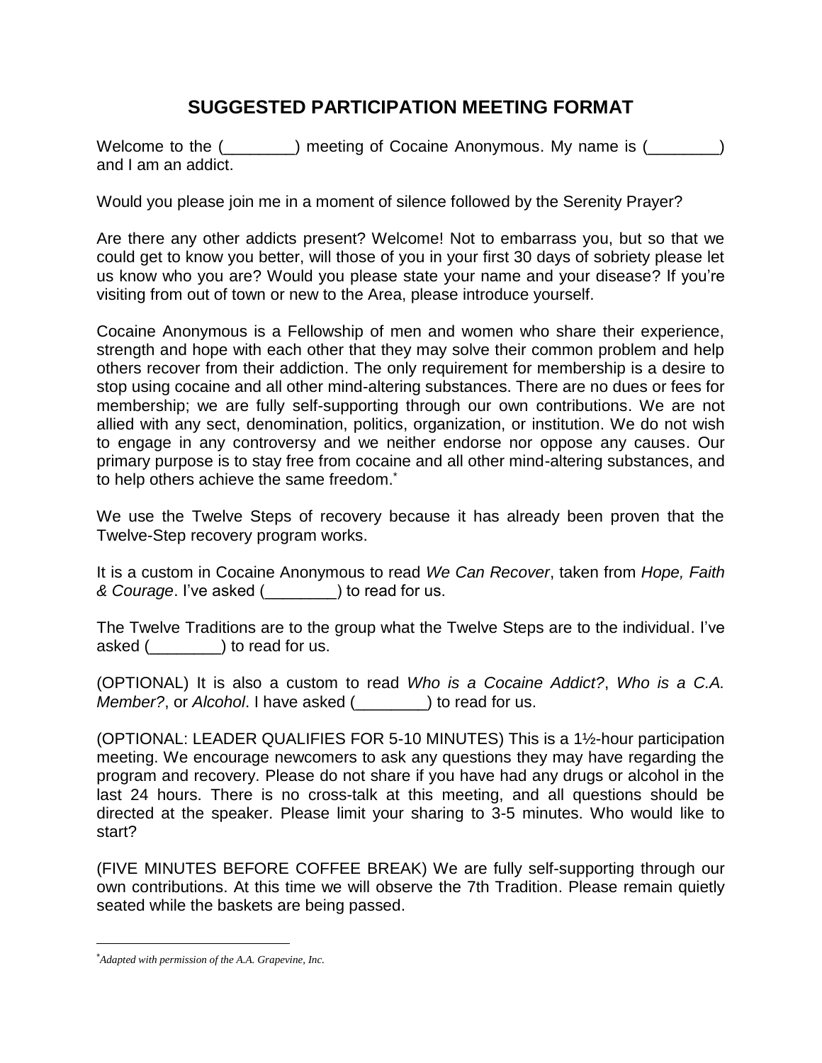# SUGGESTED PARTICIPATION MEETING FORMAT

Welcome to the (________) meeting of Cocaine Anonymous. My name is (________) and I am an addict.

Would you please join me in a moment of silence followed by the Serenity Prayer?

Are there any other addicts present? Welcome! Not to embarrass you, but so that we could get to know you better, will those of you in your first 30 days of sobriety please let us know who you are? Would you please state your name and your disease? If you're visiting from out of town or new to the Area, please introduce yourself.

Cocaine Anonymous is a Fellowship of men and women who share their experience, strength and hope with each other that they may solve their common problem and help others recover from their addiction. The only requirement for membership is a desire to stop using cocaine and all other mind-altering substances. There are no dues or fees for membership; we are fully self-supporting through our own contributions. We are not allied with any sect, denomination, politics, organization, or institution. We do not wish to engage in any controversy and we neither endorse nor oppose any causes. Our primary purpose is to stay free from cocaine and all other mind-altering substances, and to help others achieve the same freedom.[*]

We use the Twelve Steps of recovery because it has already been proven that the Twelve-Step recovery program works.

It is a custom in Cocaine Anonymous to read *We Can Recover*, taken from *Hope, Faith & Courage*. I've asked (________) to read for us.

The Twelve Traditions are to the group what the Twelve Steps are to the individual. I've asked (________) to read for us.

(OPTIONAL) It is also a custom to read *Who is a Cocaine Addict?*, *Who is a C.A. Member?*, or *Alcohol*. I have asked (________) to read for us.

(OPTIONAL: LEADER QUALIFIES FOR 5-10 MINUTES) This is a 1½-hour participation meeting. We encourage newcomers to ask any questions they may have regarding the program and recovery. Please do not share if you have had any drugs or alcohol in the last 24 hours. There is no cross-talk at this meeting, and all questions should be directed at the speaker. Please limit your sharing to 3-5 minutes. Who would like to start?

(FIVE MINUTES BEFORE COFFEE BREAK) We are fully self-supporting through our own contributions. At this time we will observe the 7th Tradition. Please remain quietly seated while the baskets are being passed.

---

[*] *Adapted with permission of the A.A. Grapevine, Inc.*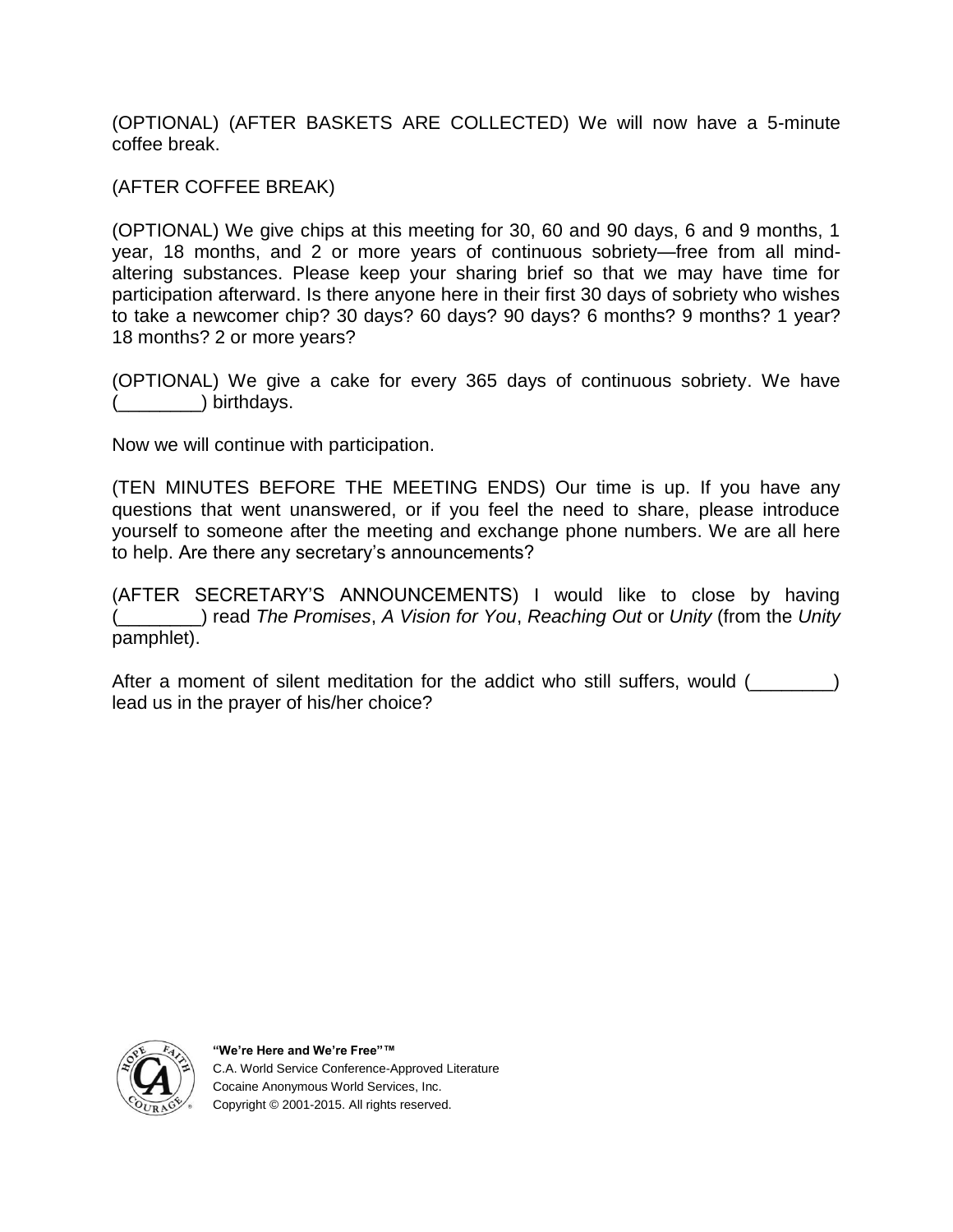(OPTIONAL) (AFTER BASKETS ARE COLLECTED) We will now have a 5-minute coffee break.

(AFTER COFFEE BREAK)

(OPTIONAL) We give chips at this meeting for 30, 60 and 90 days, 6 and 9 months, 1 year, 18 months, and 2 or more years of continuous sobriety—free from all mind-altering substances. Please keep your sharing brief so that we may have time for participation afterward. Is there anyone here in their first 30 days of sobriety who wishes to take a newcomer chip? 30 days? 60 days? 90 days? 6 months? 9 months? 1 year? 18 months? 2 or more years?

(OPTIONAL) We give a cake for every 365 days of continuous sobriety. We have (________) birthdays.

Now we will continue with participation.

(TEN MINUTES BEFORE THE MEETING ENDS) Our time is up. If you have any questions that went unanswered, or if you feel the need to share, please introduce yourself to someone after the meeting and exchange phone numbers. We are all here to help. Are there any secretary's announcements?

(AFTER SECRETARY'S ANNOUNCEMENTS) I would like to close by having (________) read *The Promises*, *A Vision for You*, *Reaching Out* or *Unity* (from the *Unity* pamphlet).

After a moment of silent meditation for the addict who still suffers, would (________) lead us in the prayer of his/her choice?

**"We're Here and We're Free"™**
C.A. World Service Conference-Approved Literature
Cocaine Anonymous World Services, Inc.
Copyright © 2001-2015. All rights reserved.